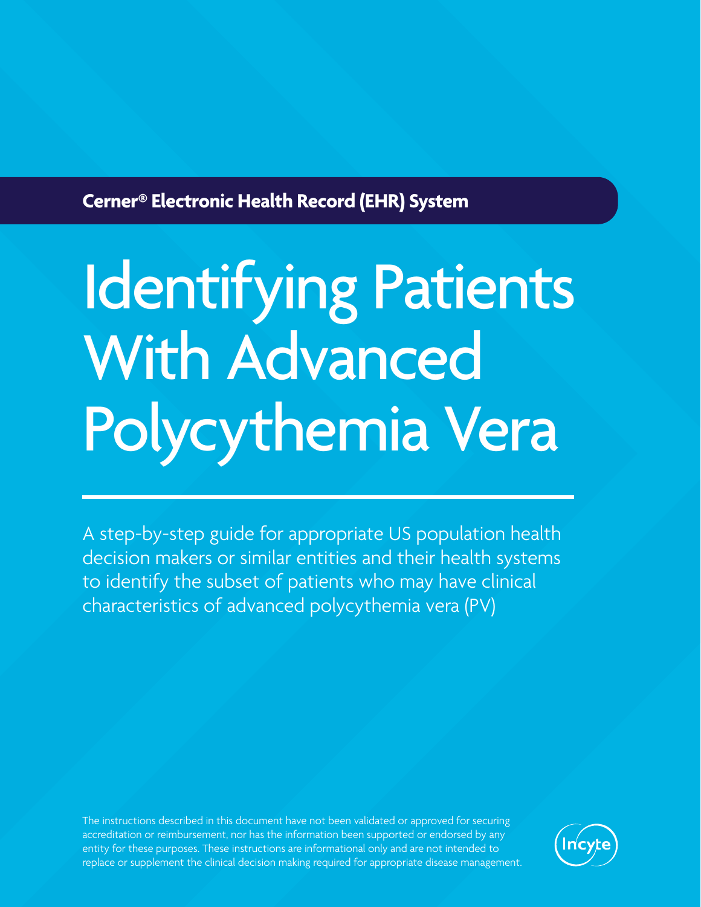**Cerner® Electronic Health Record (EHR) System**

# Identifying Patients With Advanced Polycythemia Vera

A step-by-step guide for appropriate US population health decision makers or similar entities and their health systems to identify the subset of patients who may have clinical characteristics of advanced polycythemia vera (PV)

The instructions described in this document have not been validated or approved for securing accreditation or reimbursement, nor has the information been supported or endorsed by any entity for these purposes. These instructions are informational only and are not intended to replace or supplement the clinical decision making required for appropriate disease management.

Incyte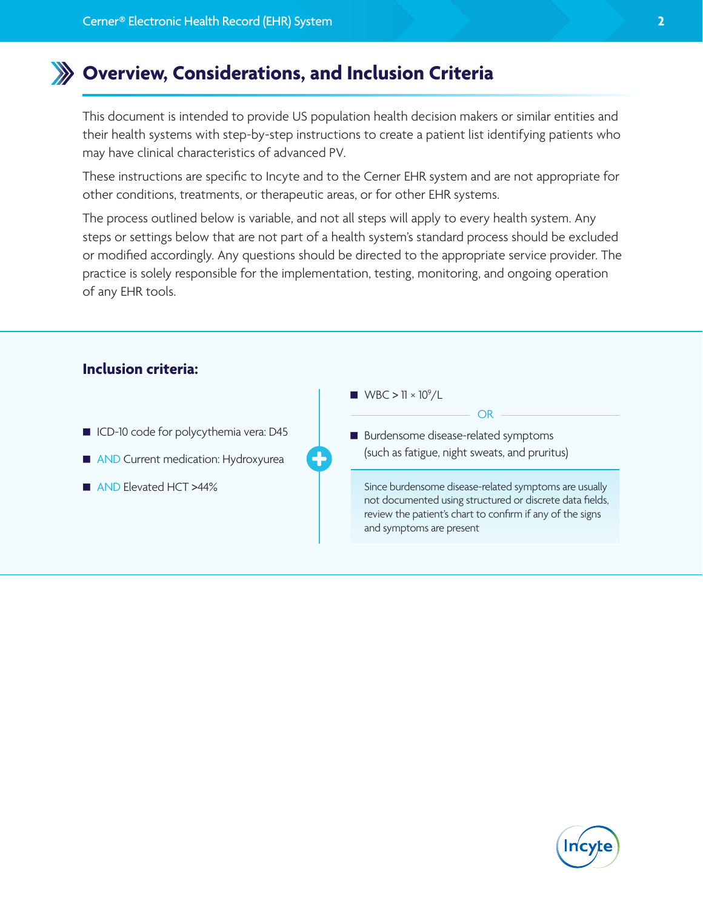## Overview, Considerations, and Inclusion Criteria

This document is intended to provide US population health decision makers or similar entities and their health systems with step-by-step instructions to create a patient list identifying patients who may have clinical characteristics of advanced PV.

These instructions are specific to Incyte and to the Cerner EHR system and are not appropriate for other conditions, treatments, or therapeutic areas, or for other EHR systems.

The process outlined below is variable, and not all steps will apply to every health system. Any steps or settings below that are not part of a health system's standard process should be excluded or modified accordingly. Any questions should be directed to the appropriate service provider. The practice is solely responsible for the implementation, testing, monitoring, and ongoing operation of any EHR tools.

### Inclusion criteria:

- ICD-10 code for polycythemia vera: D45
- AND Current medication: Hydroxyurea
- AND Elevated HCT >44%

+

- WBC > 11 × $10^9$/L

OR

- Burdensome disease-related symptoms (such as fatigue, night sweats, and pruritus)

Since burdensome disease-related symptoms are usually not documented using structured or discrete data fields, review the patient's chart to confirm if any of the signs and symptoms are present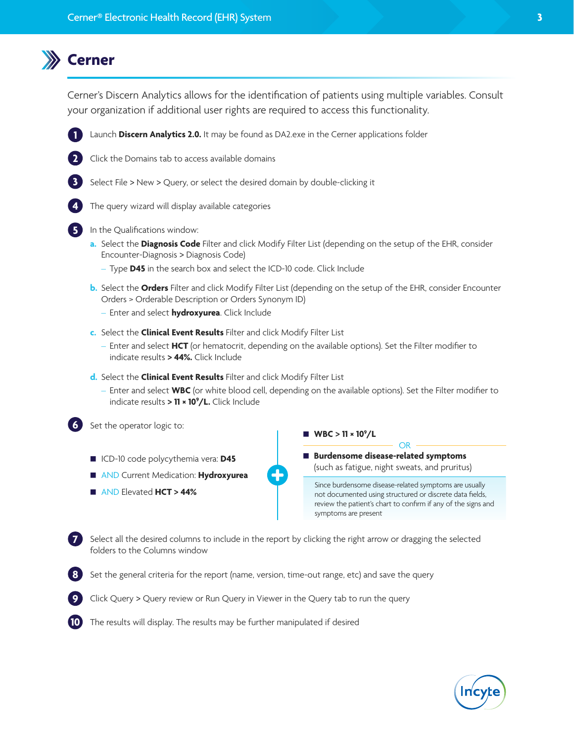# Cerner

Cerner's Discern Analytics allows for the identification of patients using multiple variables. Consult your organization if additional user rights are required to access this functionality.

1. Launch **Discern Analytics 2.0.** It may be found as DA2.exe in the Cerner applications folder
2. Click the Domains tab to access available domains
3. Select File > New > Query, or select the desired domain by double-clicking it
4. The query wizard will display available categories
5. In the Qualifications window:
   - a. Select the **Diagnosis Code** Filter and click Modify Filter List (depending on the setup of the EHR, consider Encounter-Diagnosis > Diagnosis Code)
     - Type **D45** in the search box and select the ICD-10 code. Click Include
   - b. Select the **Orders** Filter and click Modify Filter List (depending on the setup of the EHR, consider Encounter Orders > Orderable Description or Orders Synonym ID)
     - Enter and select **hydroxyurea**. Click Include
   - c. Select the **Clinical Event Results** Filter and click Modify Filter List
     - Enter and select **HCT** (or hematocrit, depending on the available options). Set the Filter modifier to indicate results **> 44%.** Click Include
   - d. Select the **Clinical Event Results** Filter and click Modify Filter List
     - Enter and select **WBC** (or white blood cell, depending on the available options). Set the Filter modifier to indicate results **> 11 × $10^9$/L.** Click Include
6. Set the operator logic to:
   - ICD-10 code polycythemia vera: **D45**
   - AND Current Medication: **Hydroxyurea**
   - AND Elevated **HCT > 44%**

   **+**

   - **WBC > 11 × $10^9$/L**

   OR

   - **Burdensome disease-related symptoms** (such as fatigue, night sweats, and pruritus)

   Since burdensome disease-related symptoms are usually not documented using structured or discrete data fields, review the patient's chart to confirm if any of the signs and symptoms are present

7. Select all the desired columns to include in the report by clicking the right arrow or dragging the selected folders to the Columns window
8. Set the general criteria for the report (name, version, time-out range, etc) and save the query
9. Click Query > Query review or Run Query in Viewer in the Query tab to run the query
10. The results will display. The results may be further manipulated if desired

Incyte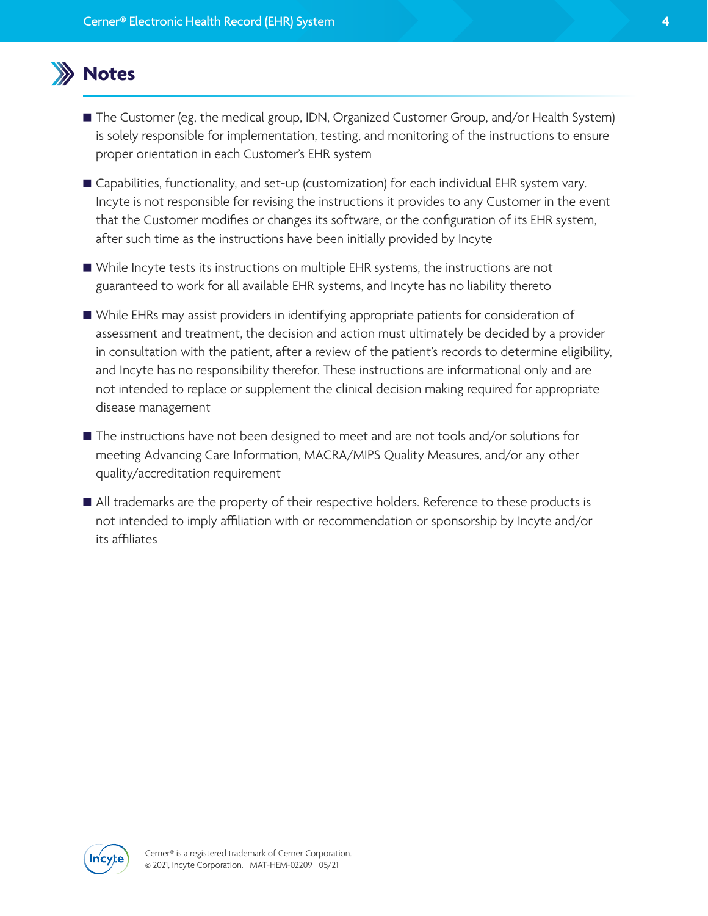# Notes

- The Customer (eg, the medical group, IDN, Organized Customer Group, and/or Health System) is solely responsible for implementation, testing, and monitoring of the instructions to ensure proper orientation in each Customer's EHR system
- Capabilities, functionality, and set-up (customization) for each individual EHR system vary. Incyte is not responsible for revising the instructions it provides to any Customer in the event that the Customer modifies or changes its software, or the configuration of its EHR system, after such time as the instructions have been initially provided by Incyte
- While Incyte tests its instructions on multiple EHR systems, the instructions are not guaranteed to work for all available EHR systems, and Incyte has no liability thereto
- While EHRs may assist providers in identifying appropriate patients for consideration of assessment and treatment, the decision and action must ultimately be decided by a provider in consultation with the patient, after a review of the patient's records to determine eligibility, and Incyte has no responsibility therefor. These instructions are informational only and are not intended to replace or supplement the clinical decision making required for appropriate disease management
- The instructions have not been designed to meet and are not tools and/or solutions for meeting Advancing Care Information, MACRA/MIPS Quality Measures, and/or any other quality/accreditation requirement
- All trademarks are the property of their respective holders. Reference to these products is not intended to imply affiliation with or recommendation or sponsorship by Incyte and/or its affiliates

Cerner® is a registered trademark of Cerner Corporation.
© 2021, Incyte Corporation. MAT-HEM-02209 05/21